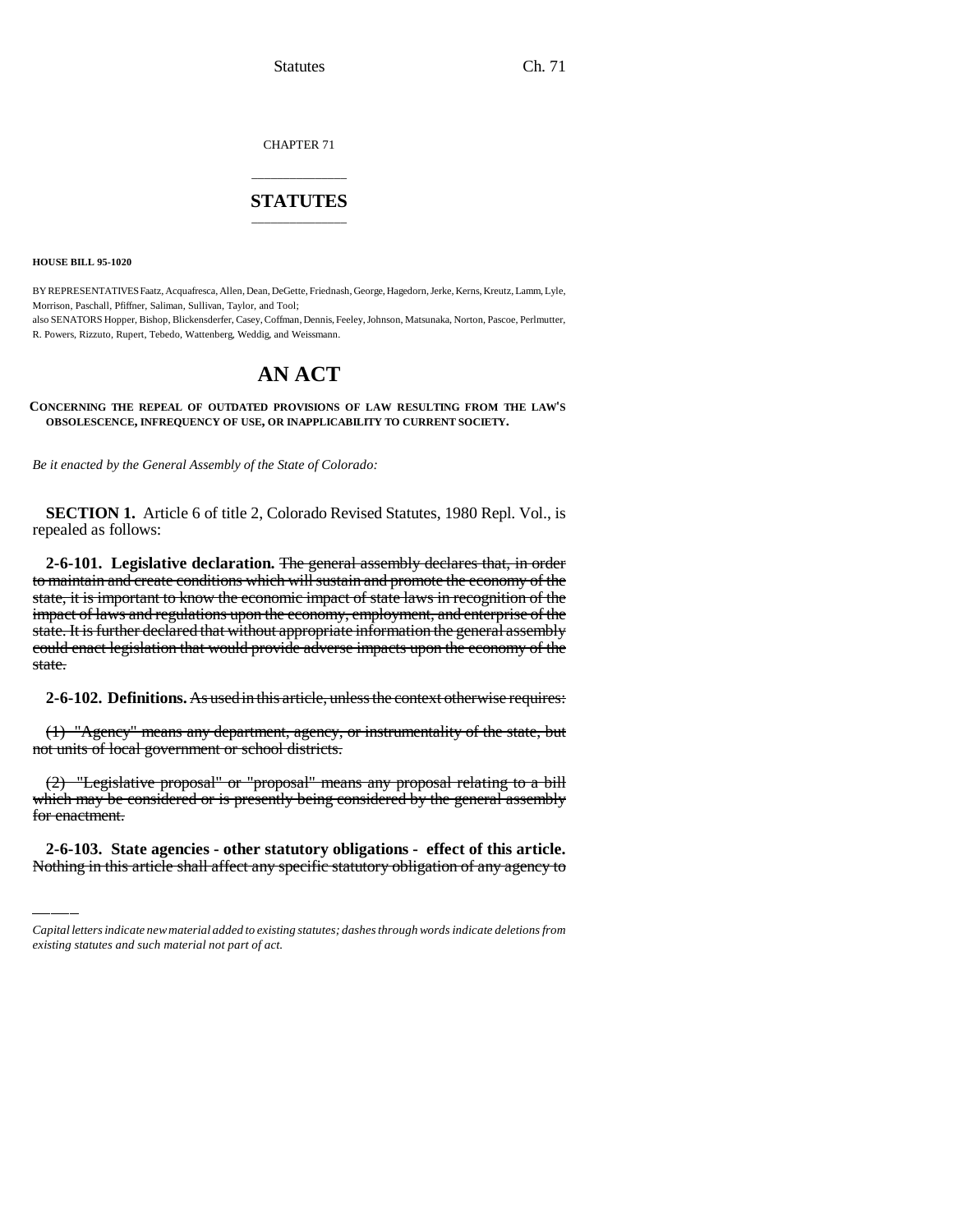CHAPTER 71

## STATUTES

**HOUSE BILL 95-1020**

BY REPRESENTATIVES Faatz, Acquafresca, Allen, Dean, DeGette, Friednash, George, Hagedorn, Jerke, Kerns, Kreutz, Lamm, Lyle, Morrison, Paschall, Pfiffner, Saliman, Sullivan, Taylor, and Tool;
also SENATORS Hopper, Bishop, Blickensderfer, Casey, Coffman, Dennis, Feeley, Johnson, Matsunaka, Norton, Pascoe, Perlmutter, R. Powers, Rizzuto, Rupert, Tebedo, Wattenberg, Weddig, and Weissmann.

# AN ACT

**CONCERNING THE REPEAL OF OUTDATED PROVISIONS OF LAW RESULTING FROM THE LAW'S OBSOLESCENCE, INFREQUENCY OF USE, OR INAPPLICABILITY TO CURRENT SOCIETY.**

*Be it enacted by the General Assembly of the State of Colorado:*

**SECTION 1.** Article 6 of title 2, Colorado Revised Statutes, 1980 Repl. Vol., is repealed as follows:

**2-6-101. Legislative declaration.** ~~The general assembly declares that, in order to maintain and create conditions which will sustain and promote the economy of the state, it is important to know the economic impact of state laws in recognition of the impact of laws and regulations upon the economy, employment, and enterprise of the state. It is further declared that without appropriate information the general assembly could enact legislation that would provide adverse impacts upon the economy of the state.~~

**2-6-102. Definitions.** ~~As used in this article, unless the context otherwise requires:~~

~~(1) "Agency" means any department, agency, or instrumentality of the state, but not units of local government or school districts.~~

~~(2) "Legislative proposal" or "proposal" means any proposal relating to a bill which may be considered or is presently being considered by the general assembly for enactment.~~

**2-6-103. State agencies - other statutory obligations - effect of this article.** ~~Nothing in this article shall affect any specific statutory obligation of any agency to~~

*Capital letters indicate new material added to existing statutes; dashes through words indicate deletions from existing statutes and such material not part of act.*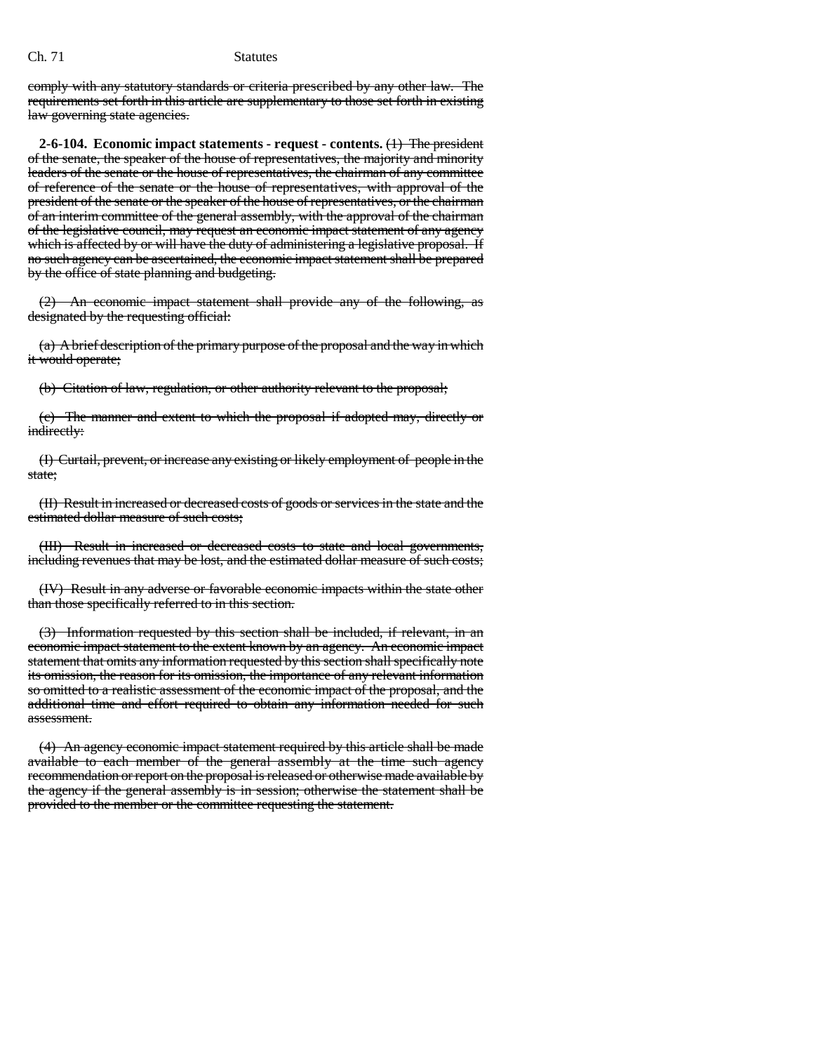~~comply with any statutory standards or criteria prescribed by any other law. The requirements set forth in this article are supplementary to those set forth in existing law governing state agencies.~~

**2-6-104. Economic impact statements - request - contents.** ~~(1) The president of the senate, the speaker of the house of representatives, the majority and minority leaders of the senate or the house of representatives, the chairman of any committee of reference of the senate or the house of representatives, with approval of the president of the senate or the speaker of the house of representatives, or the chairman of an interim committee of the general assembly, with the approval of the chairman of the legislative council, may request an economic impact statement of any agency which is affected by or will have the duty of administering a legislative proposal. If no such agency can be ascertained, the economic impact statement shall be prepared by the office of state planning and budgeting.~~

~~(2) An economic impact statement shall provide any of the following, as designated by the requesting official:~~

~~(a) A brief description of the primary purpose of the proposal and the way in which it would operate;~~

~~(b) Citation of law, regulation, or other authority relevant to the proposal;~~

~~(c) The manner and extent to which the proposal if adopted may, directly or indirectly:~~

~~(I) Curtail, prevent, or increase any existing or likely employment of people in the state;~~

~~(II) Result in increased or decreased costs of goods or services in the state and the estimated dollar measure of such costs;~~

~~(III) Result in increased or decreased costs to state and local governments, including revenues that may be lost, and the estimated dollar measure of such costs;~~

~~(IV) Result in any adverse or favorable economic impacts within the state other than those specifically referred to in this section.~~

~~(3) Information requested by this section shall be included, if relevant, in an economic impact statement to the extent known by an agency. An economic impact statement that omits any information requested by this section shall specifically note its omission, the reason for its omission, the importance of any relevant information so omitted to a realistic assessment of the economic impact of the proposal, and the additional time and effort required to obtain any information needed for such assessment.~~

~~(4) An agency economic impact statement required by this article shall be made available to each member of the general assembly at the time such agency recommendation or report on the proposal is released or otherwise made available by the agency if the general assembly is in session; otherwise the statement shall be provided to the member or the committee requesting the statement.~~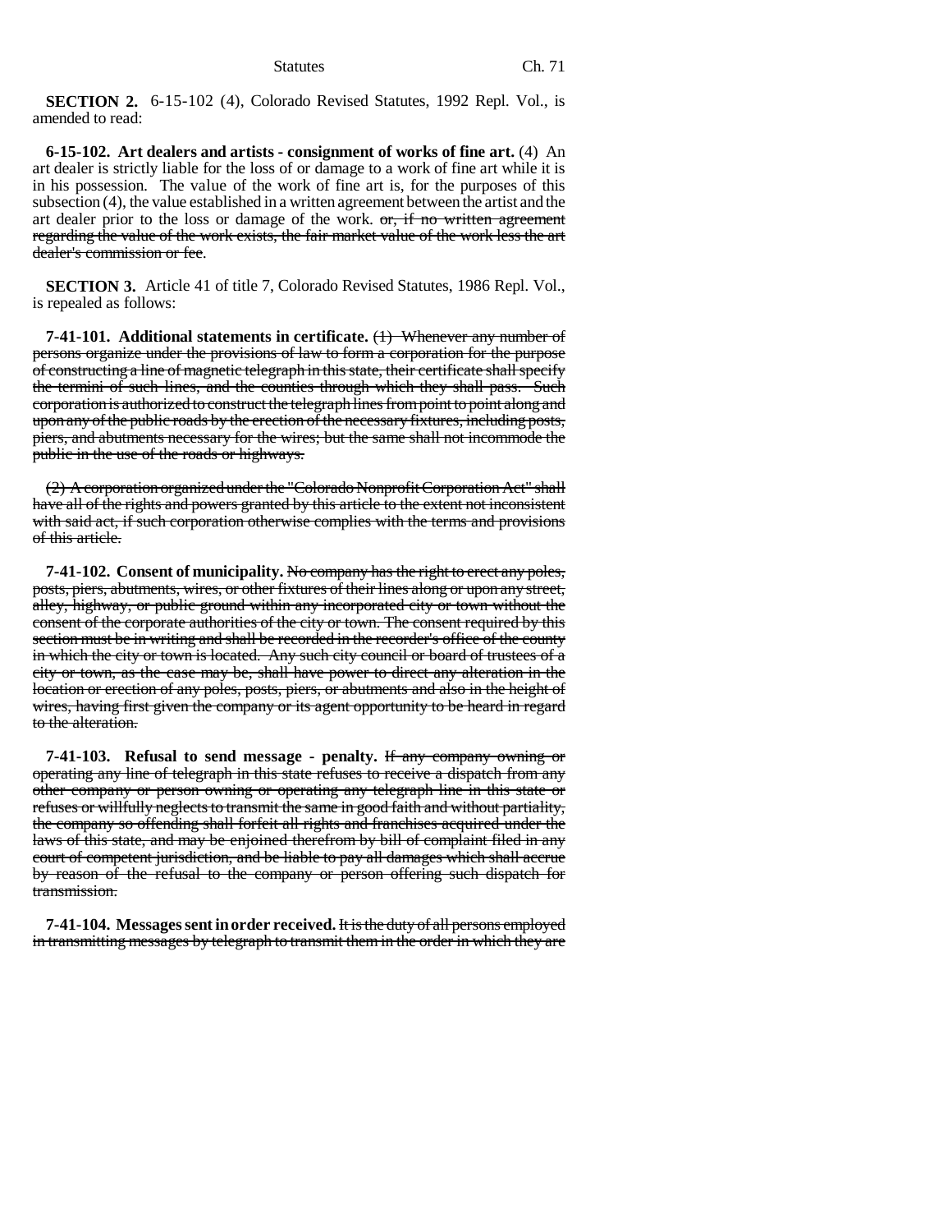**SECTION 2.** 6-15-102 (4), Colorado Revised Statutes, 1992 Repl. Vol., is amended to read:

**6-15-102. Art dealers and artists - consignment of works of fine art.** (4) An art dealer is strictly liable for the loss of or damage to a work of fine art while it is in his possession. The value of the work of fine art is, for the purposes of this subsection (4), the value established in a written agreement between the artist and the art dealer prior to the loss or damage of the work. ~~or, if no written agreement regarding the value of the work exists, the fair market value of the work less the art dealer's commission or fee~~.

**SECTION 3.** Article 41 of title 7, Colorado Revised Statutes, 1986 Repl. Vol., is repealed as follows:

**7-41-101. Additional statements in certificate.** ~~(1) Whenever any number of persons organize under the provisions of law to form a corporation for the purpose of constructing a line of magnetic telegraph in this state, their certificate shall specify the termini of such lines, and the counties through which they shall pass. Such corporation is authorized to construct the telegraph lines from point to point along and upon any of the public roads by the erection of the necessary fixtures, including posts, piers, and abutments necessary for the wires; but the same shall not incommode the public in the use of the roads or highways.~~

~~(2) A corporation organized under the "Colorado Nonprofit Corporation Act" shall have all of the rights and powers granted by this article to the extent not inconsistent with said act, if such corporation otherwise complies with the terms and provisions of this article.~~

**7-41-102. Consent of municipality.** ~~No company has the right to erect any poles, posts, piers, abutments, wires, or other fixtures of their lines along or upon any street, alley, highway, or public ground within any incorporated city or town without the consent of the corporate authorities of the city or town. The consent required by this section must be in writing and shall be recorded in the recorder's office of the county in which the city or town is located. Any such city council or board of trustees of a city or town, as the case may be, shall have power to direct any alteration in the location or erection of any poles, posts, piers, or abutments and also in the height of wires, having first given the company or its agent opportunity to be heard in regard to the alteration.~~

**7-41-103. Refusal to send message - penalty.** ~~If any company owning or operating any line of telegraph in this state refuses to receive a dispatch from any other company or person owning or operating any telegraph line in this state or refuses or willfully neglects to transmit the same in good faith and without partiality, the company so offending shall forfeit all rights and franchises acquired under the laws of this state, and may be enjoined therefrom by bill of complaint filed in any court of competent jurisdiction, and be liable to pay all damages which shall accrue by reason of the refusal to the company or person offering such dispatch for transmission.~~

**7-41-104. Messages sent in order received.** ~~It is the duty of all persons employed in transmitting messages by telegraph to transmit them in the order in which they are~~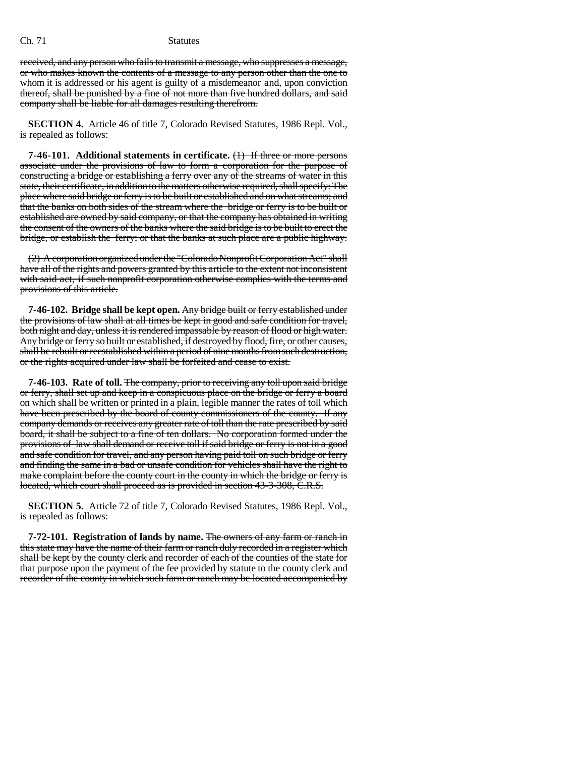received, and any person who fails to transmit a message, who suppresses a message, or who makes known the contents of a message to any person other than the one to whom it is addressed or his agent is guilty of a misdemeanor and, upon conviction thereof, shall be punished by a fine of not more than five hundred dollars, and said company shall be liable for all damages resulting therefrom.

**SECTION 4.** Article 46 of title 7, Colorado Revised Statutes, 1986 Repl. Vol., is repealed as follows:

**7-46-101. Additional statements in certificate.** (1) If three or more persons associate under the provisions of law to form a corporation for the purpose of constructing a bridge or establishing a ferry over any of the streams of water in this state, their certificate, in addition to the matters otherwise required, shall specify: The place where said bridge or ferry is to be built or established and on what streams; and that the banks on both sides of the stream where the bridge or ferry is to be built or established are owned by said company, or that the company has obtained in writing the consent of the owners of the banks where the said bridge is to be built to erect the bridge, or establish the ferry; or that the banks at such place are a public highway.

(2) A corporation organized under the "Colorado Nonprofit Corporation Act" shall have all of the rights and powers granted by this article to the extent not inconsistent with said act, if such nonprofit corporation otherwise complies with the terms and provisions of this article.

**7-46-102. Bridge shall be kept open.** Any bridge built or ferry established under the provisions of law shall at all times be kept in good and safe condition for travel, both night and day, unless it is rendered impassable by reason of flood or high water. Any bridge or ferry so built or established, if destroyed by flood, fire, or other causes, shall be rebuilt or reestablished within a period of nine months from such destruction, or the rights acquired under law shall be forfeited and cease to exist.

**7-46-103. Rate of toll.** The company, prior to receiving any toll upon said bridge or ferry, shall set up and keep in a conspicuous place on the bridge or ferry a board on which shall be written or printed in a plain, legible manner the rates of toll which have been prescribed by the board of county commissioners of the county. If any company demands or receives any greater rate of toll than the rate prescribed by said board, it shall be subject to a fine of ten dollars. No corporation formed under the provisions of law shall demand or receive toll if said bridge or ferry is not in a good and safe condition for travel, and any person having paid toll on such bridge or ferry and finding the same in a bad or unsafe condition for vehicles shall have the right to make complaint before the county court in the county in which the bridge or ferry is located, which court shall proceed as is provided in section 43-3-308, C.R.S.

**SECTION 5.** Article 72 of title 7, Colorado Revised Statutes, 1986 Repl. Vol., is repealed as follows:

**7-72-101. Registration of lands by name.** The owners of any farm or ranch in this state may have the name of their farm or ranch duly recorded in a register which shall be kept by the county clerk and recorder of each of the counties of the state for that purpose upon the payment of the fee provided by statute to the county clerk and recorder of the county in which such farm or ranch may be located accompanied by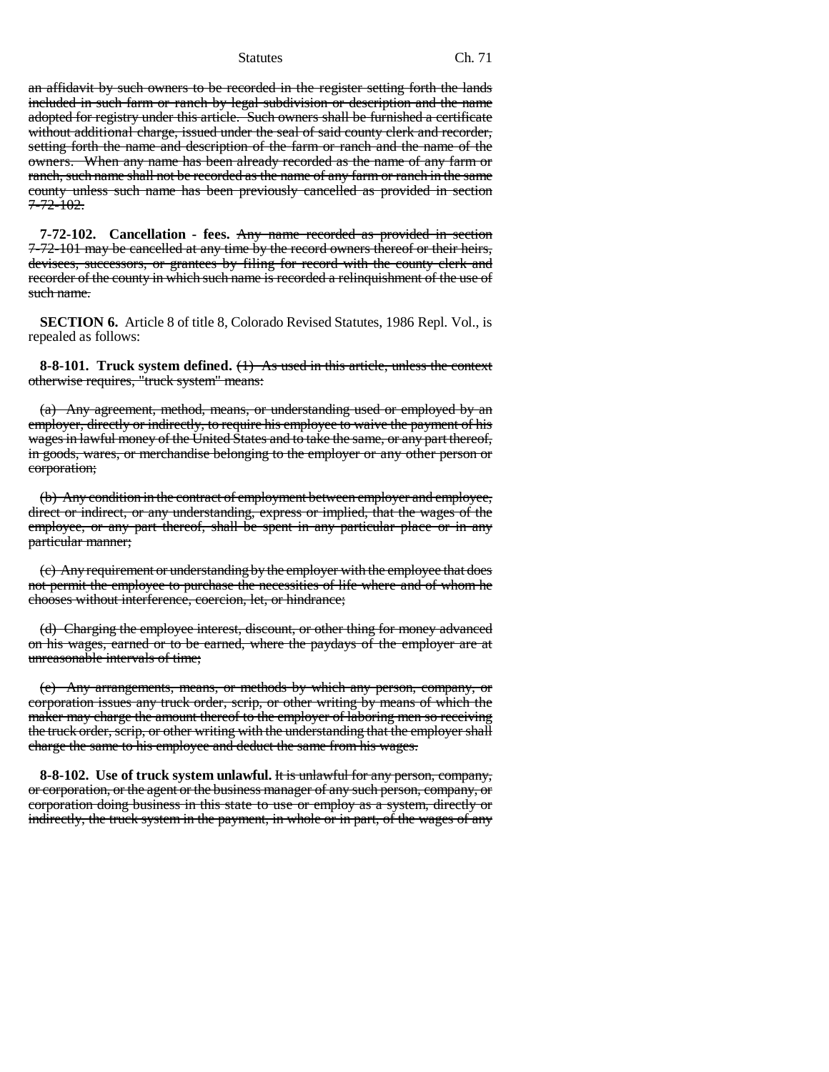an affidavit by such owners to be recorded in the register setting forth the lands included in such farm or ranch by legal subdivision or description and the name adopted for registry under this article. Such owners shall be furnished a certificate without additional charge, issued under the seal of said county clerk and recorder, setting forth the name and description of the farm or ranch and the name of the owners. When any name has been already recorded as the name of any farm or ranch, such name shall not be recorded as the name of any farm or ranch in the same county unless such name has been previously cancelled as provided in section 7-72-102.

**7-72-102. Cancellation - fees.** Any name recorded as provided in section 7-72-101 may be cancelled at any time by the record owners thereof or their heirs, devisees, successors, or grantees by filing for record with the county clerk and recorder of the county in which such name is recorded a relinquishment of the use of such name.

**SECTION 6.** Article 8 of title 8, Colorado Revised Statutes, 1986 Repl. Vol., is repealed as follows:

**8-8-101. Truck system defined.** (1) As used in this article, unless the context otherwise requires, "truck system" means:

(a) Any agreement, method, means, or understanding used or employed by an employer, directly or indirectly, to require his employee to waive the payment of his wages in lawful money of the United States and to take the same, or any part thereof, in goods, wares, or merchandise belonging to the employer or any other person or corporation;

(b) Any condition in the contract of employment between employer and employee, direct or indirect, or any understanding, express or implied, that the wages of the employee, or any part thereof, shall be spent in any particular place or in any particular manner;

(c) Any requirement or understanding by the employer with the employee that does not permit the employee to purchase the necessities of life where and of whom he chooses without interference, coercion, let, or hindrance;

(d) Charging the employee interest, discount, or other thing for money advanced on his wages, earned or to be earned, where the paydays of the employer are at unreasonable intervals of time;

(e) Any arrangements, means, or methods by which any person, company, or corporation issues any truck order, scrip, or other writing by means of which the maker may charge the amount thereof to the employer of laboring men so receiving the truck order, scrip, or other writing with the understanding that the employer shall charge the same to his employee and deduct the same from his wages.

**8-8-102. Use of truck system unlawful.** It is unlawful for any person, company, or corporation, or the agent or the business manager of any such person, company, or corporation doing business in this state to use or employ as a system, directly or indirectly, the truck system in the payment, in whole or in part, of the wages of any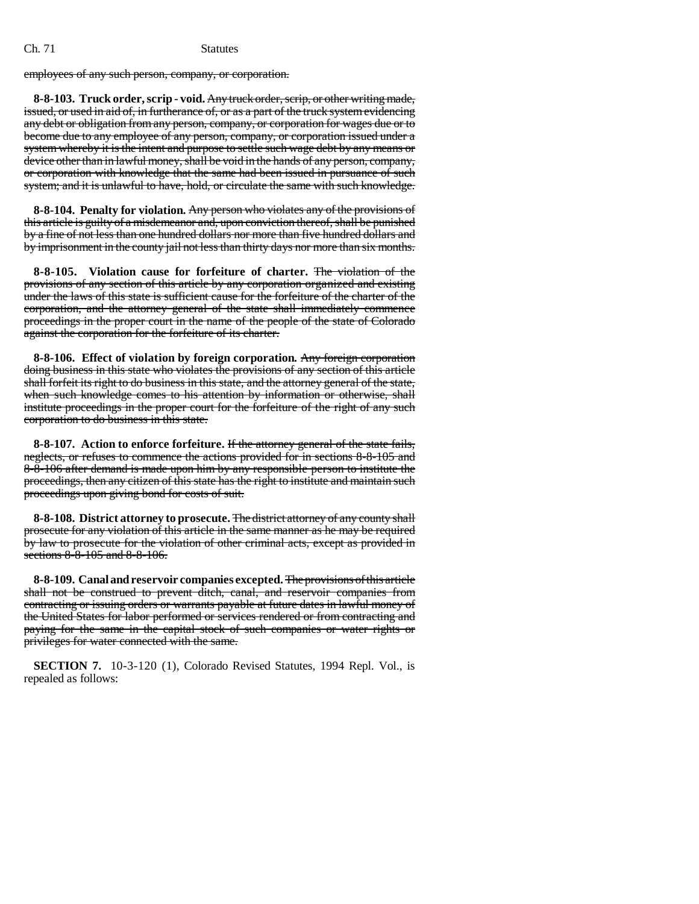~~employees of any such person, company, or corporation.~~

**8-8-103. Truck order, scrip - void.** ~~Any truck order, scrip, or other writing made, issued, or used in aid of, in furtherance of, or as a part of the truck system evidencing any debt or obligation from any person, company, or corporation for wages due or to become due to any employee of any person, company, or corporation issued under a system whereby it is the intent and purpose to settle such wage debt by any means or device other than in lawful money, shall be void in the hands of any person, company, or corporation with knowledge that the same had been issued in pursuance of such system; and it is unlawful to have, hold, or circulate the same with such knowledge.~~

**8-8-104. Penalty for violation.** ~~Any person who violates any of the provisions of this article is guilty of a misdemeanor and, upon conviction thereof, shall be punished by a fine of not less than one hundred dollars nor more than five hundred dollars and by imprisonment in the county jail not less than thirty days nor more than six months.~~

**8-8-105. Violation cause for forfeiture of charter.** ~~The violation of the provisions of any section of this article by any corporation organized and existing under the laws of this state is sufficient cause for the forfeiture of the charter of the corporation, and the attorney general of the state shall immediately commence proceedings in the proper court in the name of the people of the state of Colorado against the corporation for the forfeiture of its charter.~~

**8-8-106. Effect of violation by foreign corporation.** ~~Any foreign corporation doing business in this state who violates the provisions of any section of this article shall forfeit its right to do business in this state, and the attorney general of the state, when such knowledge comes to his attention by information or otherwise, shall institute proceedings in the proper court for the forfeiture of the right of any such corporation to do business in this state.~~

**8-8-107. Action to enforce forfeiture.** ~~If the attorney general of the state fails, neglects, or refuses to commence the actions provided for in sections 8-8-105 and 8-8-106 after demand is made upon him by any responsible person to institute the proceedings, then any citizen of this state has the right to institute and maintain such proceedings upon giving bond for costs of suit.~~

**8-8-108. District attorney to prosecute.** ~~The district attorney of any county shall prosecute for any violation of this article in the same manner as he may be required by law to prosecute for the violation of other criminal acts, except as provided in sections 8-8-105 and 8-8-106.~~

**8-8-109. Canal and reservoir companies excepted.** ~~The provisions of this article shall not be construed to prevent ditch, canal, and reservoir companies from contracting or issuing orders or warrants payable at future dates in lawful money of the United States for labor performed or services rendered or from contracting and paying for the same in the capital stock of such companies or water rights or privileges for water connected with the same.~~

**SECTION 7.** 10-3-120 (1), Colorado Revised Statutes, 1994 Repl. Vol., is repealed as follows: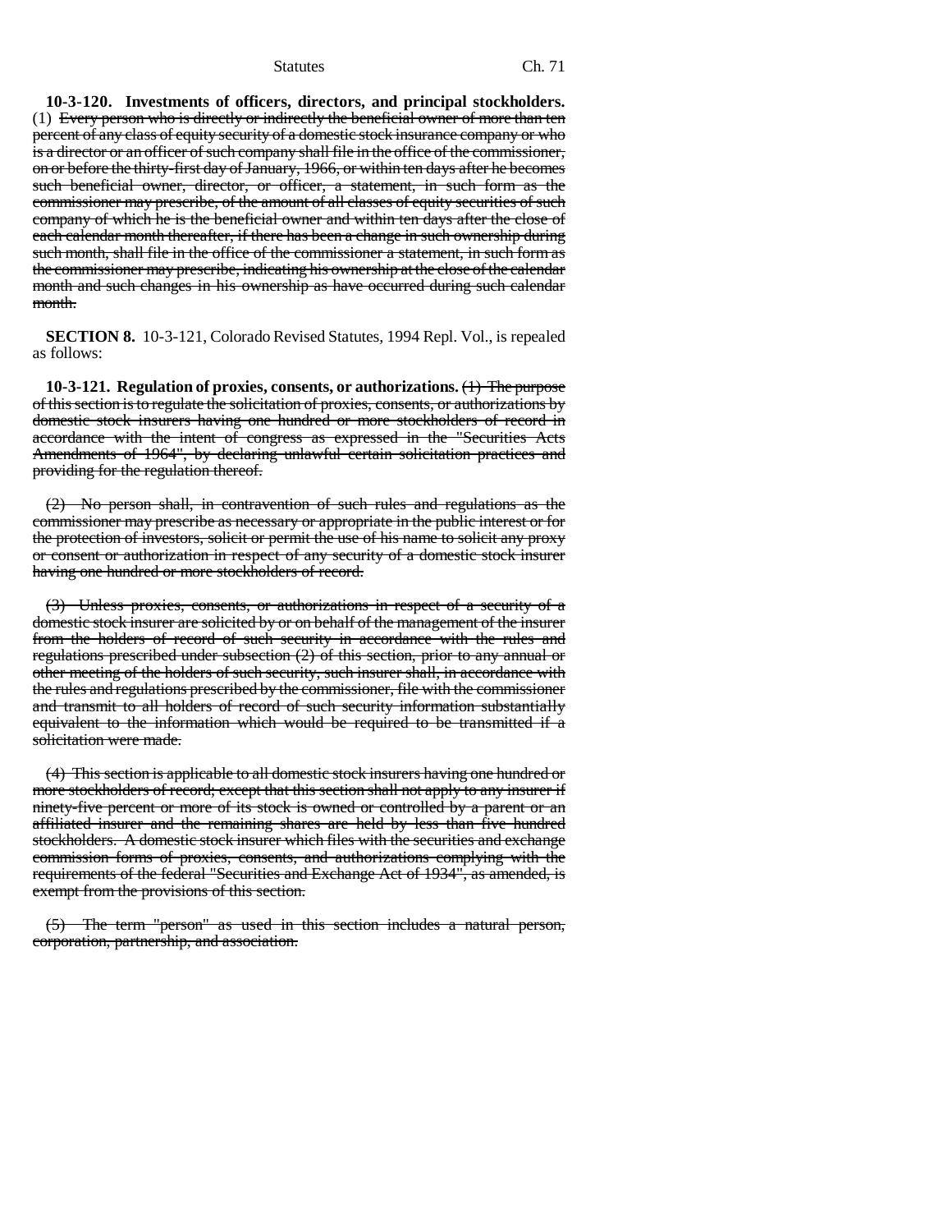**10-3-120. Investments of officers, directors, and principal stockholders.** (1) ~~Every person who is directly or indirectly the beneficial owner of more than ten percent of any class of equity security of a domestic stock insurance company or who is a director or an officer of such company shall file in the office of the commissioner, on or before the thirty-first day of January, 1966, or within ten days after he becomes such beneficial owner, director, or officer, a statement, in such form as the commissioner may prescribe, of the amount of all classes of equity securities of such company of which he is the beneficial owner and within ten days after the close of each calendar month thereafter, if there has been a change in such ownership during such month, shall file in the office of the commissioner a statement, in such form as the commissioner may prescribe, indicating his ownership at the close of the calendar month and such changes in his ownership as have occurred during such calendar month.~~

**SECTION 8.** 10-3-121, Colorado Revised Statutes, 1994 Repl. Vol., is repealed as follows:

**10-3-121. Regulation of proxies, consents, or authorizations.** ~~(1) The purpose of this section is to regulate the solicitation of proxies, consents, or authorizations by domestic stock insurers having one hundred or more stockholders of record in accordance with the intent of congress as expressed in the "Securities Acts Amendments of 1964", by declaring unlawful certain solicitation practices and providing for the regulation thereof.~~

~~(2) No person shall, in contravention of such rules and regulations as the commissioner may prescribe as necessary or appropriate in the public interest or for the protection of investors, solicit or permit the use of his name to solicit any proxy or consent or authorization in respect of any security of a domestic stock insurer having one hundred or more stockholders of record.~~

~~(3) Unless proxies, consents, or authorizations in respect of a security of a domestic stock insurer are solicited by or on behalf of the management of the insurer from the holders of record of such security in accordance with the rules and regulations prescribed under subsection (2) of this section, prior to any annual or other meeting of the holders of such security, such insurer shall, in accordance with the rules and regulations prescribed by the commissioner, file with the commissioner and transmit to all holders of record of such security information substantially equivalent to the information which would be required to be transmitted if a solicitation were made.~~

~~(4) This section is applicable to all domestic stock insurers having one hundred or more stockholders of record; except that this section shall not apply to any insurer if ninety-five percent or more of its stock is owned or controlled by a parent or an affiliated insurer and the remaining shares are held by less than five hundred stockholders. A domestic stock insurer which files with the securities and exchange commission forms of proxies, consents, and authorizations complying with the requirements of the federal "Securities and Exchange Act of 1934", as amended, is exempt from the provisions of this section.~~

~~(5) The term "person" as used in this section includes a natural person, corporation, partnership, and association.~~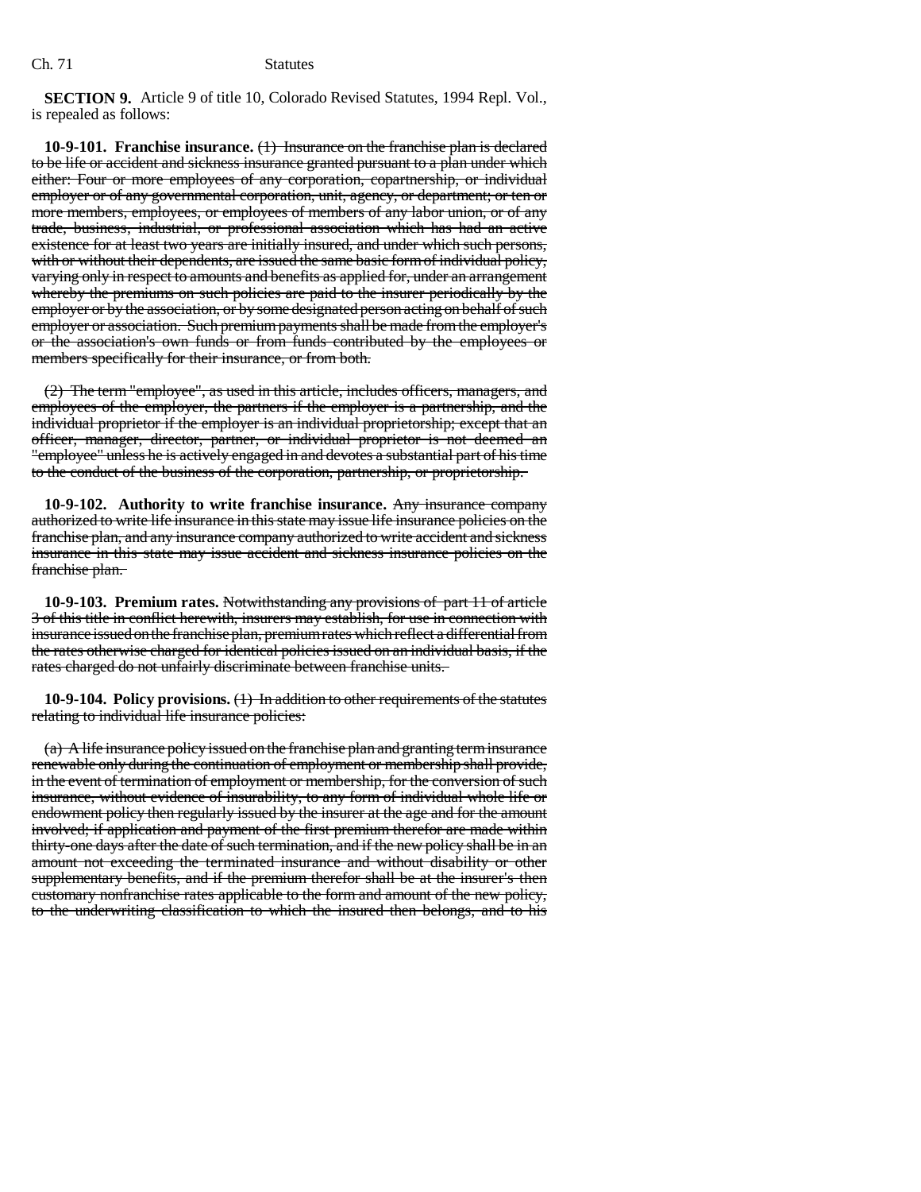**SECTION 9.** Article 9 of title 10, Colorado Revised Statutes, 1994 Repl. Vol., is repealed as follows:

**10-9-101. Franchise insurance.** ~~(1) Insurance on the franchise plan is declared to be life or accident and sickness insurance granted pursuant to a plan under which either: Four or more employees of any corporation, copartnership, or individual employer or of any governmental corporation, unit, agency, or department; or ten or more members, employees, or employees of members of any labor union, or of any trade, business, industrial, or professional association which has had an active existence for at least two years are initially insured, and under which such persons, with or without their dependents, are issued the same basic form of individual policy, varying only in respect to amounts and benefits as applied for, under an arrangement whereby the premiums on such policies are paid to the insurer periodically by the employer or by the association, or by some designated person acting on behalf of such employer or association. Such premium payments shall be made from the employer's or the association's own funds or from funds contributed by the employees or members specifically for their insurance, or from both.~~

~~(2) The term "employee", as used in this article, includes officers, managers, and employees of the employer, the partners if the employer is a partnership, and the individual proprietor if the employer is an individual proprietorship; except that an officer, manager, director, partner, or individual proprietor is not deemed an "employee" unless he is actively engaged in and devotes a substantial part of his time to the conduct of the business of the corporation, partnership, or proprietorship.~~

**10-9-102. Authority to write franchise insurance.** ~~Any insurance company authorized to write life insurance in this state may issue life insurance policies on the franchise plan, and any insurance company authorized to write accident and sickness insurance in this state may issue accident and sickness insurance policies on the franchise plan.~~

**10-9-103. Premium rates.** ~~Notwithstanding any provisions of part 11 of article 3 of this title in conflict herewith, insurers may establish, for use in connection with insurance issued on the franchise plan, premium rates which reflect a differential from the rates otherwise charged for identical policies issued on an individual basis, if the rates charged do not unfairly discriminate between franchise units.~~

**10-9-104. Policy provisions.** ~~(1) In addition to other requirements of the statutes relating to individual life insurance policies:~~

~~(a) A life insurance policy issued on the franchise plan and granting term insurance renewable only during the continuation of employment or membership shall provide, in the event of termination of employment or membership, for the conversion of such insurance, without evidence of insurability, to any form of individual whole life or endowment policy then regularly issued by the insurer at the age and for the amount involved; if application and payment of the first premium therefor are made within thirty-one days after the date of such termination, and if the new policy shall be in an amount not exceeding the terminated insurance and without disability or other supplementary benefits, and if the premium therefor shall be at the insurer's then customary nonfranchise rates applicable to the form and amount of the new policy, to the underwriting classification to which the insured then belongs, and to his~~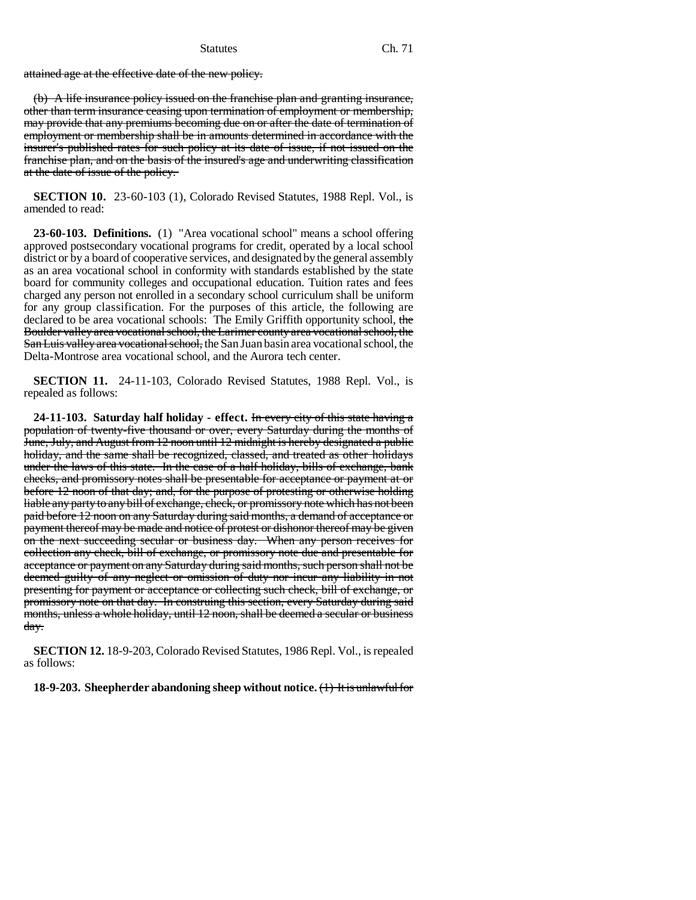attained age at the effective date of the new policy.

(b) A life insurance policy issued on the franchise plan and granting insurance, other than term insurance ceasing upon termination of employment or membership, may provide that any premiums becoming due on or after the date of termination of employment or membership shall be in amounts determined in accordance with the insurer's published rates for such policy at its date of issue, if not issued on the franchise plan, and on the basis of the insured's age and underwriting classification at the date of issue of the policy.

**SECTION 10.** 23-60-103 (1), Colorado Revised Statutes, 1988 Repl. Vol., is amended to read:

**23-60-103. Definitions.** (1) "Area vocational school" means a school offering approved postsecondary vocational programs for credit, operated by a local school district or by a board of cooperative services, and designated by the general assembly as an area vocational school in conformity with standards established by the state board for community colleges and occupational education. Tuition rates and fees charged any person not enrolled in a secondary school curriculum shall be uniform for any group classification. For the purposes of this article, the following are declared to be area vocational schools: The Emily Griffith opportunity school, the Boulder valley area vocational school, the Larimer county area vocational school, the San Luis valley area vocational school, the San Juan basin area vocational school, the Delta-Montrose area vocational school, and the Aurora tech center.

**SECTION 11.** 24-11-103, Colorado Revised Statutes, 1988 Repl. Vol., is repealed as follows:

**24-11-103. Saturday half holiday - effect.** In every city of this state having a population of twenty-five thousand or over, every Saturday during the months of June, July, and August from 12 noon until 12 midnight is hereby designated a public holiday, and the same shall be recognized, classed, and treated as other holidays under the laws of this state. In the case of a half holiday, bills of exchange, bank checks, and promissory notes shall be presentable for acceptance or payment at or before 12 noon of that day; and, for the purpose of protesting or otherwise holding liable any party to any bill of exchange, check, or promissory note which has not been paid before 12 noon on any Saturday during said months, a demand of acceptance or payment thereof may be made and notice of protest or dishonor thereof may be given on the next succeeding secular or business day. When any person receives for collection any check, bill of exchange, or promissory note due and presentable for acceptance or payment on any Saturday during said months, such person shall not be deemed guilty of any neglect or omission of duty nor incur any liability in not presenting for payment or acceptance or collecting such check, bill of exchange, or promissory note on that day. In construing this section, every Saturday during said months, unless a whole holiday, until 12 noon, shall be deemed a secular or business day.

**SECTION 12.** 18-9-203, Colorado Revised Statutes, 1986 Repl. Vol., is repealed as follows:

**18-9-203. Sheepherder abandoning sheep without notice.** (1) It is unlawful for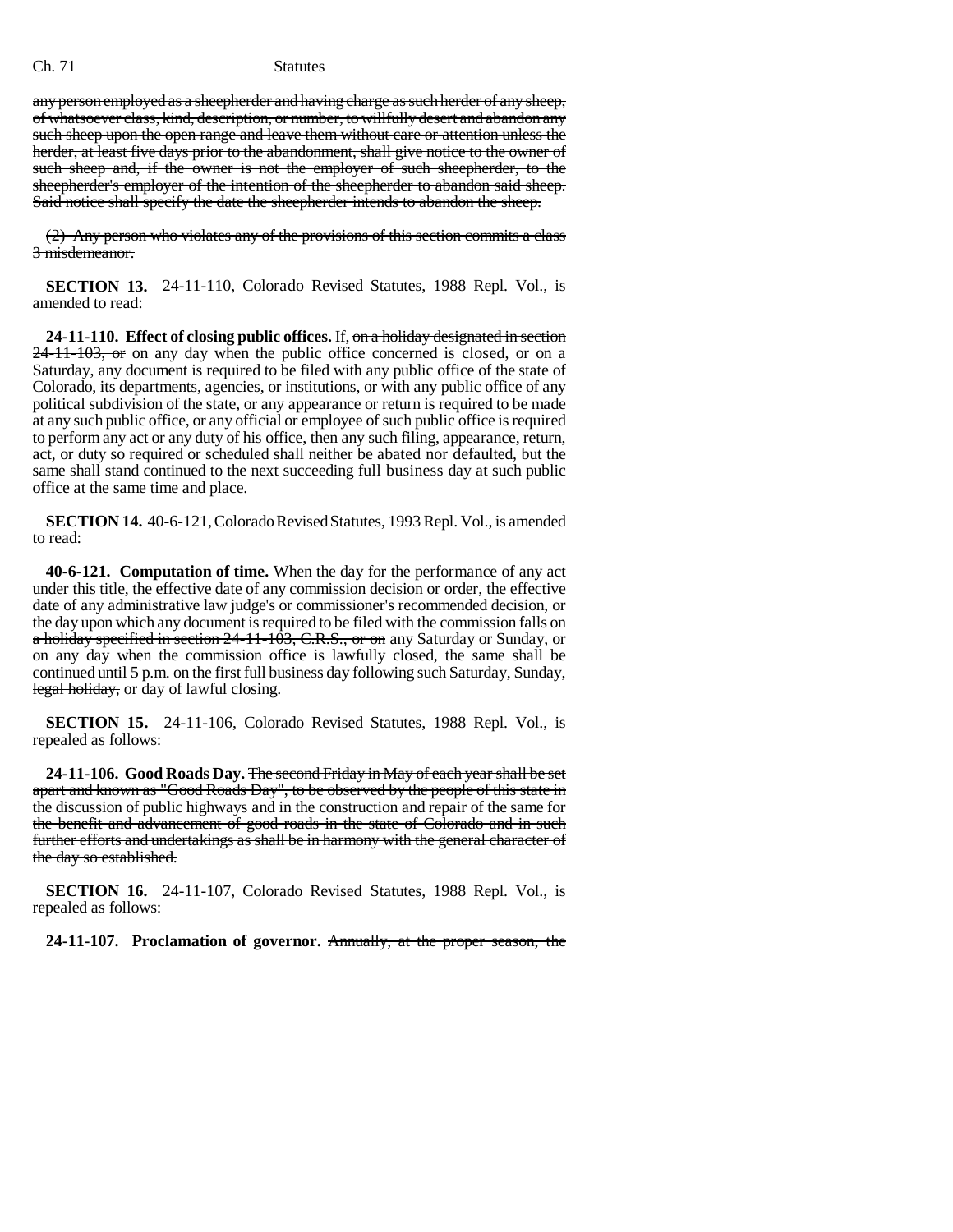any person employed as a sheepherder and having charge as such herder of any sheep, of whatsoever class, kind, description, or number, to willfully desert and abandon any such sheep upon the open range and leave them without care or attention unless the herder, at least five days prior to the abandonment, shall give notice to the owner of such sheep and, if the owner is not the employer of such sheepherder, to the sheepherder's employer of the intention of the sheepherder to abandon said sheep. Said notice shall specify the date the sheepherder intends to abandon the sheep.

(2) Any person who violates any of the provisions of this section commits a class 3 misdemeanor.

**SECTION 13.** 24-11-110, Colorado Revised Statutes, 1988 Repl. Vol., is amended to read:

**24-11-110. Effect of closing public offices.** If, on a holiday designated in section 24-11-103, or on any day when the public office concerned is closed, or on a Saturday, any document is required to be filed with any public office of the state of Colorado, its departments, agencies, or institutions, or with any public office of any political subdivision of the state, or any appearance or return is required to be made at any such public office, or any official or employee of such public office is required to perform any act or any duty of his office, then any such filing, appearance, return, act, or duty so required or scheduled shall neither be abated nor defaulted, but the same shall stand continued to the next succeeding full business day at such public office at the same time and place.

**SECTION 14.** 40-6-121, Colorado Revised Statutes, 1993 Repl. Vol., is amended to read:

**40-6-121. Computation of time.** When the day for the performance of any act under this title, the effective date of any commission decision or order, the effective date of any administrative law judge's or commissioner's recommended decision, or the day upon which any document is required to be filed with the commission falls on a holiday specified in section 24-11-103, C.R.S., or on any Saturday or Sunday, or on any day when the commission office is lawfully closed, the same shall be continued until 5 p.m. on the first full business day following such Saturday, Sunday, legal holiday, or day of lawful closing.

**SECTION 15.** 24-11-106, Colorado Revised Statutes, 1988 Repl. Vol., is repealed as follows:

**24-11-106. Good Roads Day.** The second Friday in May of each year shall be set apart and known as "Good Roads Day", to be observed by the people of this state in the discussion of public highways and in the construction and repair of the same for the benefit and advancement of good roads in the state of Colorado and in such further efforts and undertakings as shall be in harmony with the general character of the day so established.

**SECTION 16.** 24-11-107, Colorado Revised Statutes, 1988 Repl. Vol., is repealed as follows:

**24-11-107. Proclamation of governor.** Annually, at the proper season, the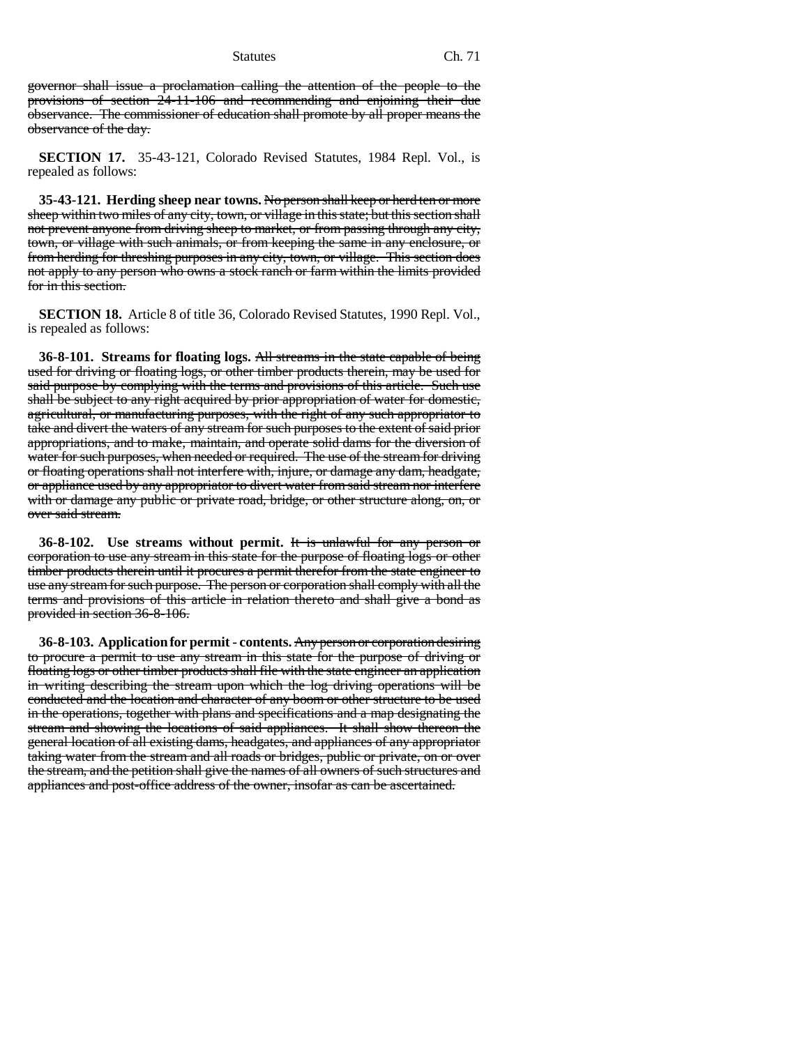governor shall issue a proclamation calling the attention of the people to the provisions of section 24-11-106 and recommending and enjoining their due observance. The commissioner of education shall promote by all proper means the observance of the day.

**SECTION 17.** 35-43-121, Colorado Revised Statutes, 1984 Repl. Vol., is repealed as follows:

**35-43-121. Herding sheep near towns.** No person shall keep or herd ten or more sheep within two miles of any city, town, or village in this state; but this section shall not prevent anyone from driving sheep to market, or from passing through any city, town, or village with such animals, or from keeping the same in any enclosure, or from herding for threshing purposes in any city, town, or village. This section does not apply to any person who owns a stock ranch or farm within the limits provided for in this section.

**SECTION 18.** Article 8 of title 36, Colorado Revised Statutes, 1990 Repl. Vol., is repealed as follows:

**36-8-101. Streams for floating logs.** All streams in the state capable of being used for driving or floating logs, or other timber products therein, may be used for said purpose by complying with the terms and provisions of this article. Such use shall be subject to any right acquired by prior appropriation of water for domestic, agricultural, or manufacturing purposes, with the right of any such appropriator to take and divert the waters of any stream for such purposes to the extent of said prior appropriations, and to make, maintain, and operate solid dams for the diversion of water for such purposes, when needed or required. The use of the stream for driving or floating operations shall not interfere with, injure, or damage any dam, headgate, or appliance used by any appropriator to divert water from said stream nor interfere with or damage any public or private road, bridge, or other structure along, on, or over said stream.

**36-8-102. Use streams without permit.** It is unlawful for any person or corporation to use any stream in this state for the purpose of floating logs or other timber products therein until it procures a permit therefor from the state engineer to use any stream for such purpose. The person or corporation shall comply with all the terms and provisions of this article in relation thereto and shall give a bond as provided in section 36-8-106.

**36-8-103. Application for permit - contents.** Any person or corporation desiring to procure a permit to use any stream in this state for the purpose of driving or floating logs or other timber products shall file with the state engineer an application in writing describing the stream upon which the log driving operations will be conducted and the location and character of any boom or other structure to be used in the operations, together with plans and specifications and a map designating the stream and showing the locations of said appliances. It shall show thereon the general location of all existing dams, headgates, and appliances of any appropriator taking water from the stream and all roads or bridges, public or private, on or over the stream, and the petition shall give the names of all owners of such structures and appliances and post-office address of the owner, insofar as can be ascertained.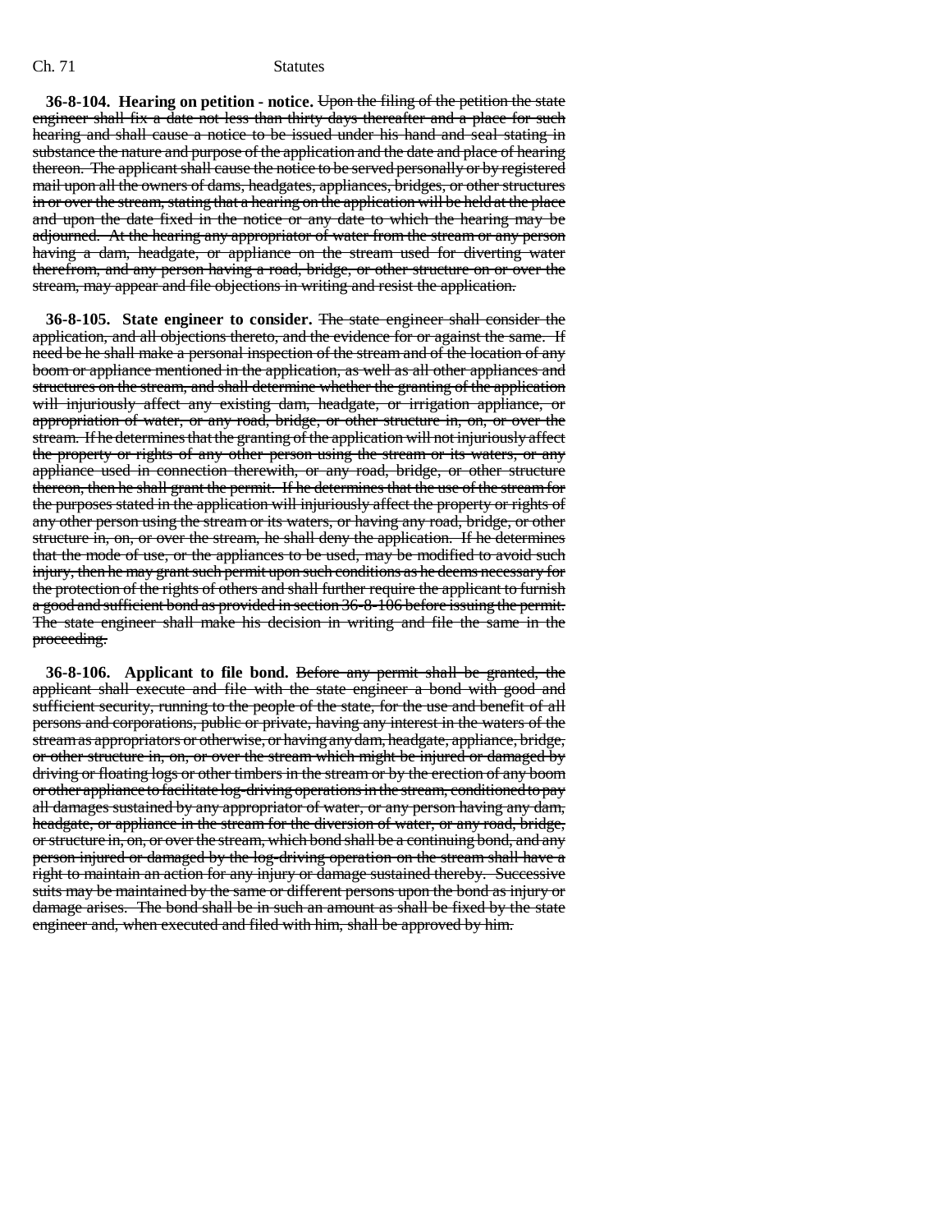**36-8-104. Hearing on petition - notice.** ~~Upon the filing of the petition the state engineer shall fix a date not less than thirty days thereafter and a place for such hearing and shall cause a notice to be issued under his hand and seal stating in substance the nature and purpose of the application and the date and place of hearing thereon. The applicant shall cause the notice to be served personally or by registered mail upon all the owners of dams, headgates, appliances, bridges, or other structures in or over the stream, stating that a hearing on the application will be held at the place and upon the date fixed in the notice or any date to which the hearing may be adjourned. At the hearing any appropriator of water from the stream or any person having a dam, headgate, or appliance on the stream used for diverting water therefrom, and any person having a road, bridge, or other structure on or over the stream, may appear and file objections in writing and resist the application.~~

**36-8-105. State engineer to consider.** ~~The state engineer shall consider the application, and all objections thereto, and the evidence for or against the same. If need be he shall make a personal inspection of the stream and of the location of any boom or appliance mentioned in the application, as well as all other appliances and structures on the stream, and shall determine whether the granting of the application will injuriously affect any existing dam, headgate, or irrigation appliance, or appropriation of water, or any road, bridge, or other structure in, on, or over the stream. If he determines that the granting of the application will not injuriously affect the property or rights of any other person using the stream or its waters, or any appliance used in connection therewith, or any road, bridge, or other structure thereon, then he shall grant the permit. If he determines that the use of the stream for the purposes stated in the application will injuriously affect the property or rights of any other person using the stream or its waters, or having any road, bridge, or other structure in, on, or over the stream, he shall deny the application. If he determines that the mode of use, or the appliances to be used, may be modified to avoid such injury, then he may grant such permit upon such conditions as he deems necessary for the protection of the rights of others and shall further require the applicant to furnish a good and sufficient bond as provided in section 36-8-106 before issuing the permit. The state engineer shall make his decision in writing and file the same in the proceeding.~~

**36-8-106. Applicant to file bond.** ~~Before any permit shall be granted, the applicant shall execute and file with the state engineer a bond with good and sufficient security, running to the people of the state, for the use and benefit of all persons and corporations, public or private, having any interest in the waters of the stream as appropriators or otherwise, or having any dam, headgate, appliance, bridge, or other structure in, on, or over the stream which might be injured or damaged by driving or floating logs or other timbers in the stream or by the erection of any boom or other appliance to facilitate log-driving operations in the stream, conditioned to pay all damages sustained by any appropriator of water, or any person having any dam, headgate, or appliance in the stream for the diversion of water, or any road, bridge, or structure in, on, or over the stream, which bond shall be a continuing bond, and any person injured or damaged by the log-driving operation on the stream shall have a right to maintain an action for any injury or damage sustained thereby. Successive suits may be maintained by the same or different persons upon the bond as injury or damage arises. The bond shall be in such an amount as shall be fixed by the state engineer and, when executed and filed with him, shall be approved by him.~~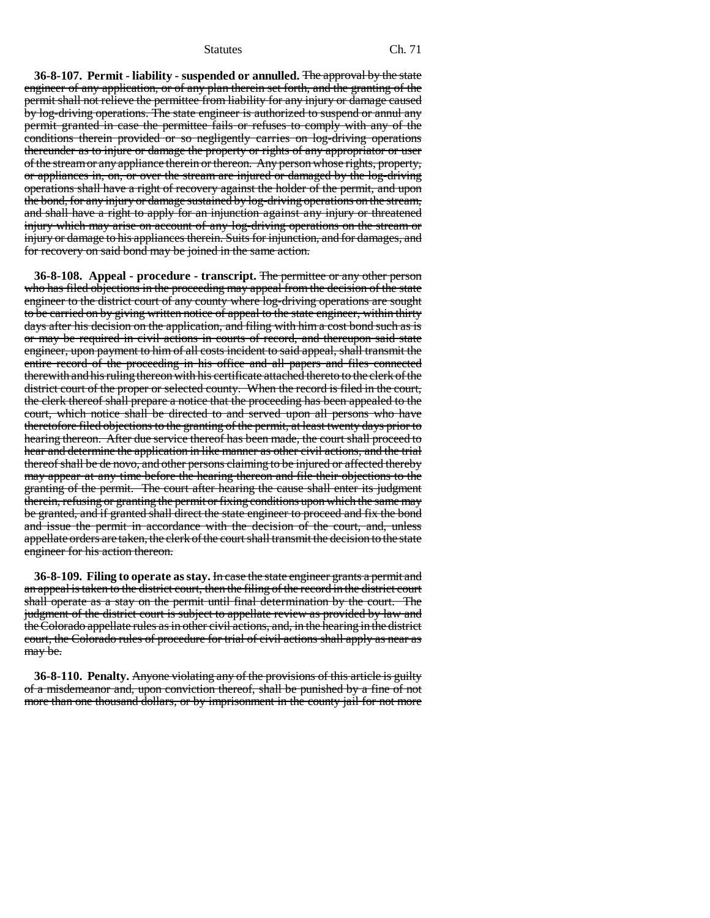**36-8-107. Permit - liability - suspended or annulled.** ~~The approval by the state engineer of any application, or of any plan therein set forth, and the granting of the permit shall not relieve the permittee from liability for any injury or damage caused by log-driving operations. The state engineer is authorized to suspend or annul any permit granted in case the permittee fails or refuses to comply with any of the conditions therein provided or so negligently carries on log-driving operations thereunder as to injure or damage the property or rights of any appropriator or user of the stream or any appliance therein or thereon. Any person whose rights, property, or appliances in, on, or over the stream are injured or damaged by the log-driving operations shall have a right of recovery against the holder of the permit, and upon the bond, for any injury or damage sustained by log-driving operations on the stream, and shall have a right to apply for an injunction against any injury or threatened injury which may arise on account of any log-driving operations on the stream or injury or damage to his appliances therein. Suits for injunction, and for damages, and for recovery on said bond may be joined in the same action.~~

**36-8-108. Appeal - procedure - transcript.** ~~The permittee or any other person who has filed objections in the proceeding may appeal from the decision of the state engineer to the district court of any county where log-driving operations are sought to be carried on by giving written notice of appeal to the state engineer, within thirty days after his decision on the application, and filing with him a cost bond such as is or may be required in civil actions in courts of record, and thereupon said state engineer, upon payment to him of all costs incident to said appeal, shall transmit the entire record of the proceeding in his office and all papers and files connected therewith and his ruling thereon with his certificate attached thereto to the clerk of the district court of the proper or selected county. When the record is filed in the court, the clerk thereof shall prepare a notice that the proceeding has been appealed to the court, which notice shall be directed to and served upon all persons who have theretofore filed objections to the granting of the permit, at least twenty days prior to hearing thereon. After due service thereof has been made, the court shall proceed to hear and determine the application in like manner as other civil actions, and the trial thereof shall be de novo, and other persons claiming to be injured or affected thereby may appear at any time before the hearing thereon and file their objections to the granting of the permit. The court after hearing the cause shall enter its judgment therein, refusing or granting the permit or fixing conditions upon which the same may be granted, and if granted shall direct the state engineer to proceed and fix the bond and issue the permit in accordance with the decision of the court, and, unless appellate orders are taken, the clerk of the court shall transmit the decision to the state engineer for his action thereon.~~

**36-8-109. Filing to operate as stay.** ~~In case the state engineer grants a permit and an appeal is taken to the district court, then the filing of the record in the district court shall operate as a stay on the permit until final determination by the court. The judgment of the district court is subject to appellate review as provided by law and the Colorado appellate rules as in other civil actions, and, in the hearing in the district court, the Colorado rules of procedure for trial of civil actions shall apply as near as may be.~~

**36-8-110. Penalty.** ~~Anyone violating any of the provisions of this article is guilty of a misdemeanor and, upon conviction thereof, shall be punished by a fine of not more than one thousand dollars, or by imprisonment in the county jail for not more~~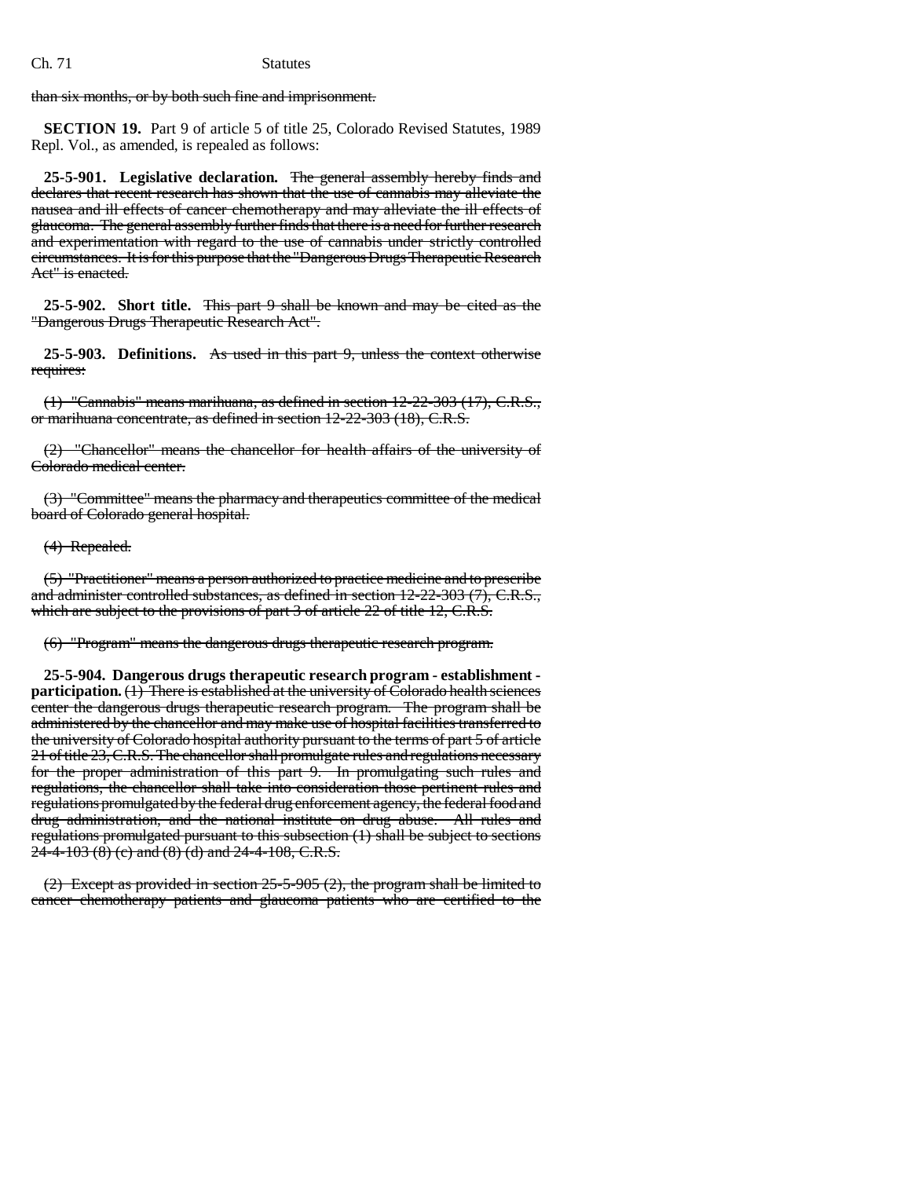than six months, or by both such fine and imprisonment.

**SECTION 19.** Part 9 of article 5 of title 25, Colorado Revised Statutes, 1989 Repl. Vol., as amended, is repealed as follows:

**25-5-901. Legislative declaration.** ~~The general assembly hereby finds and declares that recent research has shown that the use of cannabis may alleviate the nausea and ill effects of cancer chemotherapy and may alleviate the ill effects of glaucoma. The general assembly further finds that there is a need for further research and experimentation with regard to the use of cannabis under strictly controlled circumstances. It is for this purpose that the "Dangerous Drugs Therapeutic Research Act" is enacted.~~

**25-5-902. Short title.** ~~This part 9 shall be known and may be cited as the "Dangerous Drugs Therapeutic Research Act".~~

**25-5-903. Definitions.** ~~As used in this part 9, unless the context otherwise requires:~~

~~(1) "Cannabis" means marihuana, as defined in section 12-22-303 (17), C.R.S., or marihuana concentrate, as defined in section 12-22-303 (18), C.R.S.~~

~~(2) "Chancellor" means the chancellor for health affairs of the university of Colorado medical center.~~

~~(3) "Committee" means the pharmacy and therapeutics committee of the medical board of Colorado general hospital.~~

~~(4) Repealed.~~

~~(5) "Practitioner" means a person authorized to practice medicine and to prescribe and administer controlled substances, as defined in section 12-22-303 (7), C.R.S., which are subject to the provisions of part 3 of article 22 of title 12, C.R.S.~~

~~(6) "Program" means the dangerous drugs therapeutic research program.~~

**25-5-904. Dangerous drugs therapeutic research program - establishment - participation.** ~~(1) There is established at the university of Colorado health sciences center the dangerous drugs therapeutic research program. The program shall be administered by the chancellor and may make use of hospital facilities transferred to the university of Colorado hospital authority pursuant to the terms of part 5 of article 21 of title 23, C.R.S. The chancellor shall promulgate rules and regulations necessary for the proper administration of this part 9. In promulgating such rules and regulations, the chancellor shall take into consideration those pertinent rules and regulations promulgated by the federal drug enforcement agency, the federal food and drug administration, and the national institute on drug abuse. All rules and regulations promulgated pursuant to this subsection (1) shall be subject to sections 24-4-103 (8) (c) and (8) (d) and 24-4-108, C.R.S.~~

~~(2) Except as provided in section 25-5-905 (2), the program shall be limited to cancer chemotherapy patients and glaucoma patients who are certified to the~~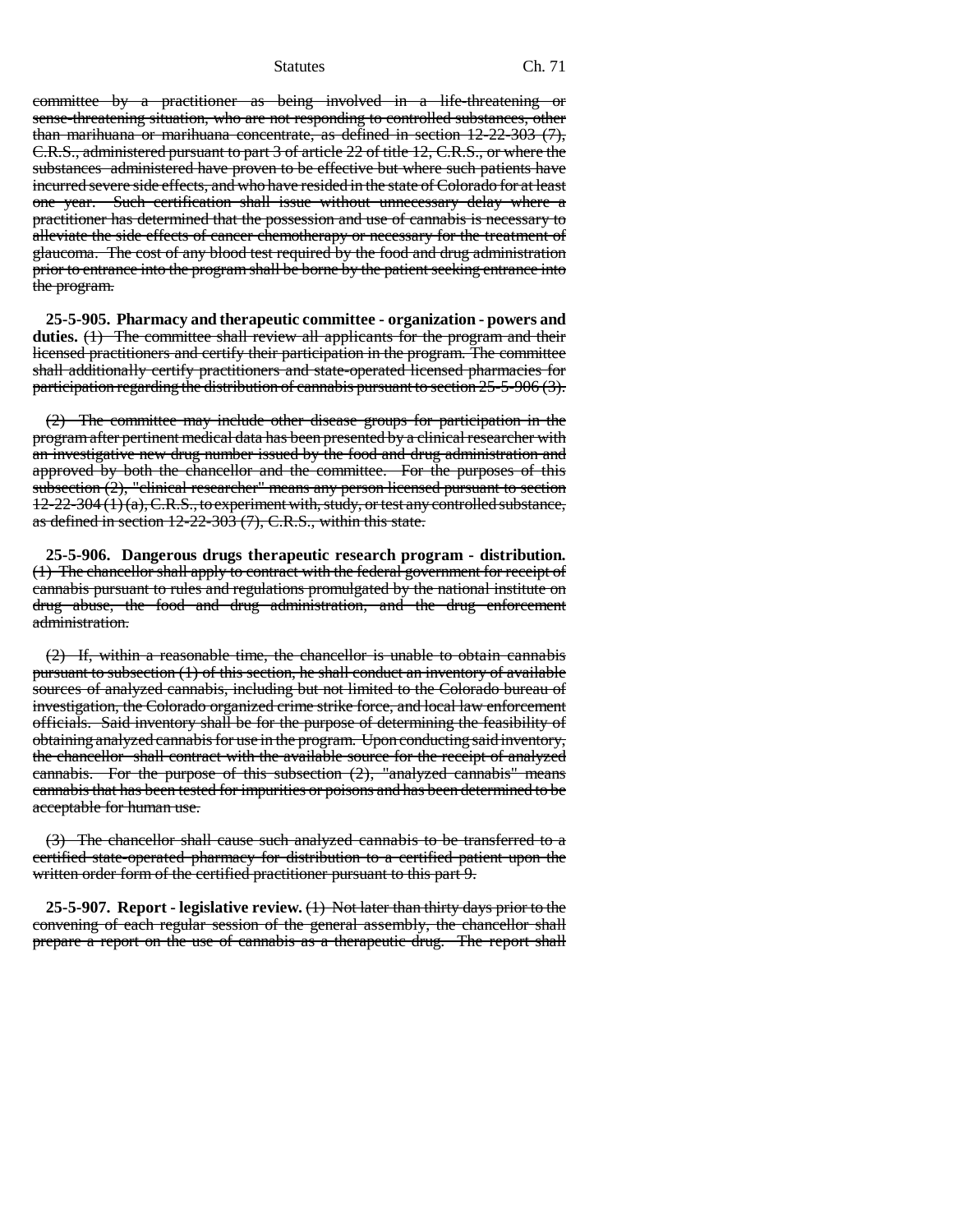~~committee by a practitioner as being involved in a life-threatening or sense-threatening situation, who are not responding to controlled substances, other than marihuana or marihuana concentrate, as defined in section 12-22-303 (7), C.R.S., administered pursuant to part 3 of article 22 of title 12, C.R.S., or where the substances administered have proven to be effective but where such patients have incurred severe side effects, and who have resided in the state of Colorado for at least one year. Such certification shall issue without unnecessary delay where a practitioner has determined that the possession and use of cannabis is necessary to alleviate the side effects of cancer chemotherapy or necessary for the treatment of glaucoma. The cost of any blood test required by the food and drug administration prior to entrance into the program shall be borne by the patient seeking entrance into the program.~~

**25-5-905. Pharmacy and therapeutic committee - organization - powers and duties.** ~~(1) The committee shall review all applicants for the program and their licensed practitioners and certify their participation in the program. The committee shall additionally certify practitioners and state-operated licensed pharmacies for participation regarding the distribution of cannabis pursuant to section 25-5-906 (3).~~

~~(2) The committee may include other disease groups for participation in the program after pertinent medical data has been presented by a clinical researcher with an investigative new drug number issued by the food and drug administration and approved by both the chancellor and the committee. For the purposes of this subsection (2), "clinical researcher" means any person licensed pursuant to section 12-22-304 (1) (a), C.R.S., to experiment with, study, or test any controlled substance, as defined in section 12-22-303 (7), C.R.S., within this state.~~

**25-5-906. Dangerous drugs therapeutic research program - distribution.** ~~(1) The chancellor shall apply to contract with the federal government for receipt of cannabis pursuant to rules and regulations promulgated by the national institute on drug abuse, the food and drug administration, and the drug enforcement administration.~~

~~(2) If, within a reasonable time, the chancellor is unable to obtain cannabis pursuant to subsection (1) of this section, he shall conduct an inventory of available sources of analyzed cannabis, including but not limited to the Colorado bureau of investigation, the Colorado organized crime strike force, and local law enforcement officials. Said inventory shall be for the purpose of determining the feasibility of obtaining analyzed cannabis for use in the program. Upon conducting said inventory, the chancellor shall contract with the available source for the receipt of analyzed cannabis. For the purpose of this subsection (2), "analyzed cannabis" means cannabis that has been tested for impurities or poisons and has been determined to be acceptable for human use.~~

~~(3) The chancellor shall cause such analyzed cannabis to be transferred to a certified state-operated pharmacy for distribution to a certified patient upon the written order form of the certified practitioner pursuant to this part 9.~~

**25-5-907. Report - legislative review.** ~~(1) Not later than thirty days prior to the convening of each regular session of the general assembly, the chancellor shall prepare a report on the use of cannabis as a therapeutic drug. The report shall~~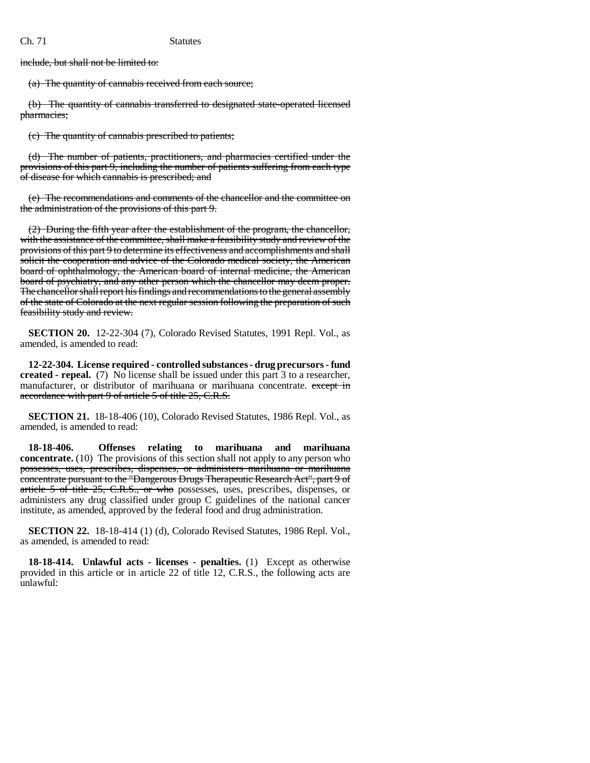include, but shall not be limited to:

~~(a) The quantity of cannabis received from each source;~~

~~(b) The quantity of cannabis transferred to designated state-operated licensed pharmacies;~~

~~(c) The quantity of cannabis prescribed to patients;~~

~~(d) The number of patients, practitioners, and pharmacies certified under the provisions of this part 9, including the number of patients suffering from each type of disease for which cannabis is prescribed; and~~

~~(e) The recommendations and comments of the chancellor and the committee on the administration of the provisions of this part 9.~~

~~(2) During the fifth year after the establishment of the program, the chancellor, with the assistance of the committee, shall make a feasibility study and review of the provisions of this part 9 to determine its effectiveness and accomplishments and shall solicit the cooperation and advice of the Colorado medical society, the American board of ophthalmology, the American board of internal medicine, the American board of psychiatry, and any other person which the chancellor may deem proper. The chancellor shall report his findings and recommendations to the general assembly of the state of Colorado at the next regular session following the preparation of such feasibility study and review.~~

**SECTION 20.** 12-22-304 (7), Colorado Revised Statutes, 1991 Repl. Vol., as amended, is amended to read:

**12-22-304. License required - controlled substances - drug precursors - fund created - repeal.** (7) No license shall be issued under this part 3 to a researcher, manufacturer, or distributor of marihuana or marihuana concentrate. ~~except in accordance with part 9 of article 5 of title 25, C.R.S.~~

**SECTION 21.** 18-18-406 (10), Colorado Revised Statutes, 1986 Repl. Vol., as amended, is amended to read:

**18-18-406. Offenses relating to marihuana and marihuana concentrate.** (10) The provisions of this section shall not apply to any person who ~~possesses, uses, prescribes, dispenses, or administers marihuana or marihuana concentrate pursuant to the "Dangerous Drugs Therapeutic Research Act", part 9 of article 5 of title 25, C.R.S., or who~~ possesses, uses, prescribes, dispenses, or administers any drug classified under group C guidelines of the national cancer institute, as amended, approved by the federal food and drug administration.

**SECTION 22.** 18-18-414 (1) (d), Colorado Revised Statutes, 1986 Repl. Vol., as amended, is amended to read:

**18-18-414. Unlawful acts - licenses - penalties.** (1) Except as otherwise provided in this article or in article 22 of title 12, C.R.S., the following acts are unlawful: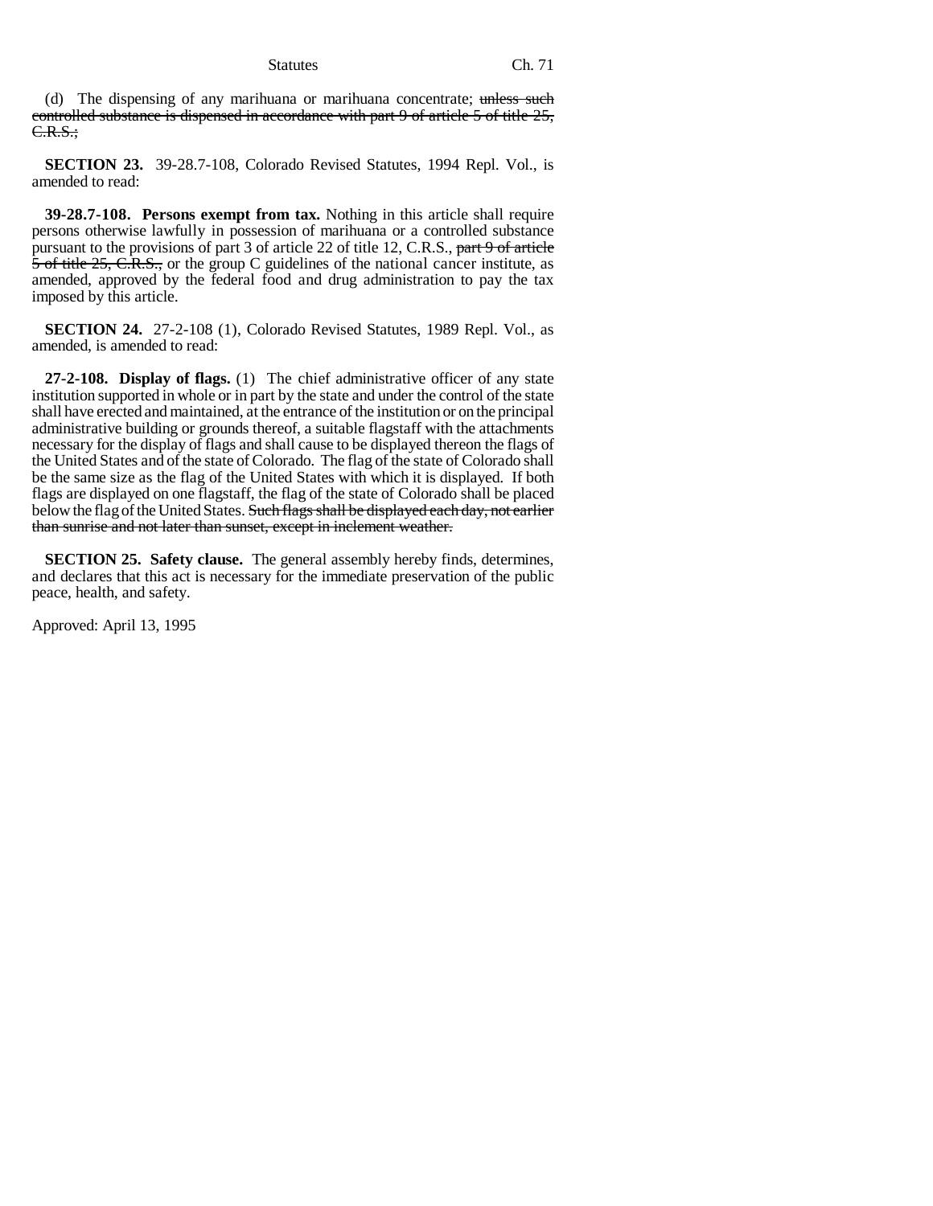(d) The dispensing of any marihuana or marihuana concentrate; ~~unless such controlled substance is dispensed in accordance with part 9 of article 5 of title 25, C.R.S.;~~

**SECTION 23.** 39-28.7-108, Colorado Revised Statutes, 1994 Repl. Vol., is amended to read:

**39-28.7-108. Persons exempt from tax.** Nothing in this article shall require persons otherwise lawfully in possession of marihuana or a controlled substance pursuant to the provisions of part 3 of article 22 of title 12, C.R.S., ~~part 9 of article 5 of title 25, C.R.S.,~~ or the group C guidelines of the national cancer institute, as amended, approved by the federal food and drug administration to pay the tax imposed by this article.

**SECTION 24.** 27-2-108 (1), Colorado Revised Statutes, 1989 Repl. Vol., as amended, is amended to read:

**27-2-108. Display of flags.** (1) The chief administrative officer of any state institution supported in whole or in part by the state and under the control of the state shall have erected and maintained, at the entrance of the institution or on the principal administrative building or grounds thereof, a suitable flagstaff with the attachments necessary for the display of flags and shall cause to be displayed thereon the flags of the United States and of the state of Colorado. The flag of the state of Colorado shall be the same size as the flag of the United States with which it is displayed. If both flags are displayed on one flagstaff, the flag of the state of Colorado shall be placed below the flag of the United States. ~~Such flags shall be displayed each day, not earlier than sunrise and not later than sunset, except in inclement weather.~~

**SECTION 25. Safety clause.** The general assembly hereby finds, determines, and declares that this act is necessary for the immediate preservation of the public peace, health, and safety.

Approved: April 13, 1995